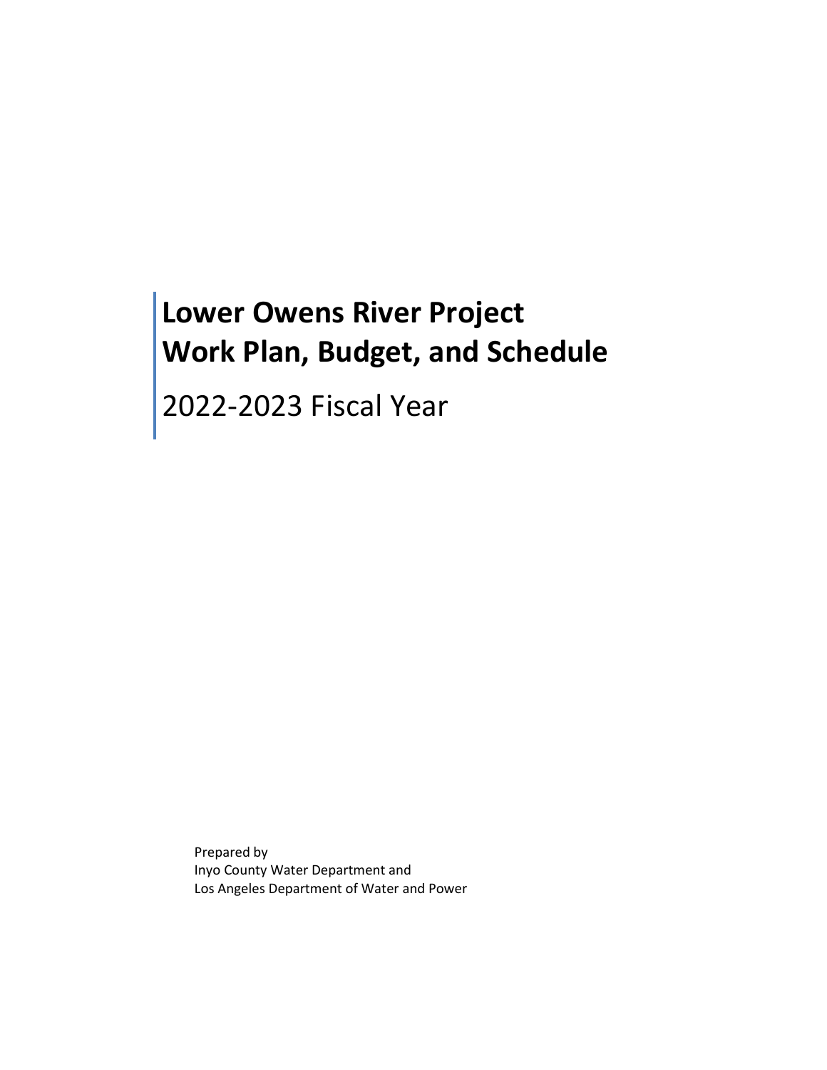# Lower Owens River Project
# Work Plan, Budget, and Schedule

2022-2023 Fiscal Year

Prepared by
Inyo County Water Department and
Los Angeles Department of Water and Power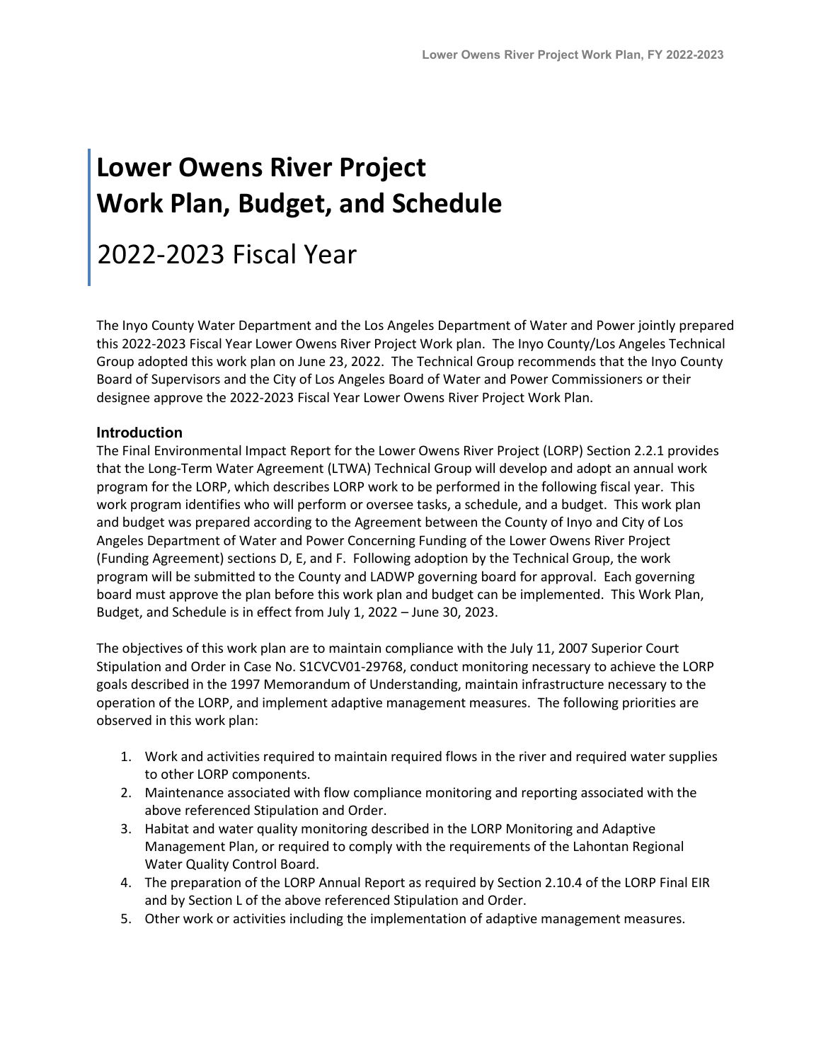# Lower Owens River Project Work Plan, Budget, and Schedule

## 2022-2023 Fiscal Year

The Inyo County Water Department and the Los Angeles Department of Water and Power jointly prepared this 2022-2023 Fiscal Year Lower Owens River Project Work plan. The Inyo County/Los Angeles Technical Group adopted this work plan on June 23, 2022. The Technical Group recommends that the Inyo County Board of Supervisors and the City of Los Angeles Board of Water and Power Commissioners or their designee approve the 2022-2023 Fiscal Year Lower Owens River Project Work Plan.

### Introduction

The Final Environmental Impact Report for the Lower Owens River Project (LORP) Section 2.2.1 provides that the Long-Term Water Agreement (LTWA) Technical Group will develop and adopt an annual work program for the LORP, which describes LORP work to be performed in the following fiscal year. This work program identifies who will perform or oversee tasks, a schedule, and a budget. This work plan and budget was prepared according to the Agreement between the County of Inyo and City of Los Angeles Department of Water and Power Concerning Funding of the Lower Owens River Project (Funding Agreement) sections D, E, and F. Following adoption by the Technical Group, the work program will be submitted to the County and LADWP governing board for approval. Each governing board must approve the plan before this work plan and budget can be implemented. This Work Plan, Budget, and Schedule is in effect from July 1, 2022 – June 30, 2023.

The objectives of this work plan are to maintain compliance with the July 11, 2007 Superior Court Stipulation and Order in Case No. S1CVCV01-29768, conduct monitoring necessary to achieve the LORP goals described in the 1997 Memorandum of Understanding, maintain infrastructure necessary to the operation of the LORP, and implement adaptive management measures. The following priorities are observed in this work plan:

1. Work and activities required to maintain required flows in the river and required water supplies to other LORP components.
2. Maintenance associated with flow compliance monitoring and reporting associated with the above referenced Stipulation and Order.
3. Habitat and water quality monitoring described in the LORP Monitoring and Adaptive Management Plan, or required to comply with the requirements of the Lahontan Regional Water Quality Control Board.
4. The preparation of the LORP Annual Report as required by Section 2.10.4 of the LORP Final EIR and by Section L of the above referenced Stipulation and Order.
5. Other work or activities including the implementation of adaptive management measures.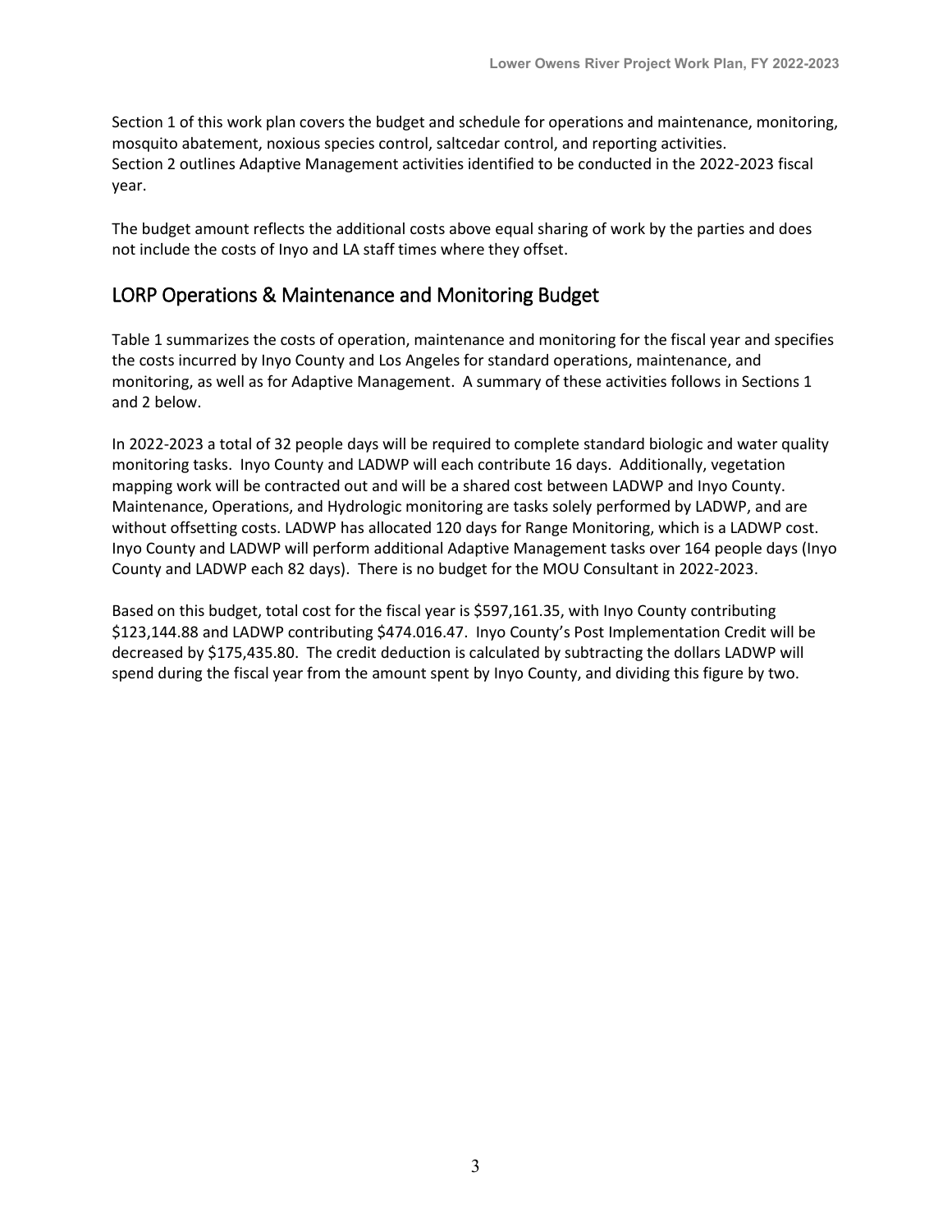Section 1 of this work plan covers the budget and schedule for operations and maintenance, monitoring, mosquito abatement, noxious species control, saltcedar control, and reporting activities.
Section 2 outlines Adaptive Management activities identified to be conducted in the 2022-2023 fiscal year.

The budget amount reflects the additional costs above equal sharing of work by the parties and does not include the costs of Inyo and LA staff times where they offset.

## LORP Operations & Maintenance and Monitoring Budget

Table 1 summarizes the costs of operation, maintenance and monitoring for the fiscal year and specifies the costs incurred by Inyo County and Los Angeles for standard operations, maintenance, and monitoring, as well as for Adaptive Management. A summary of these activities follows in Sections 1 and 2 below.

In 2022-2023 a total of 32 people days will be required to complete standard biologic and water quality monitoring tasks. Inyo County and LADWP will each contribute 16 days. Additionally, vegetation mapping work will be contracted out and will be a shared cost between LADWP and Inyo County. Maintenance, Operations, and Hydrologic monitoring are tasks solely performed by LADWP, and are without offsetting costs. LADWP has allocated 120 days for Range Monitoring, which is a LADWP cost. Inyo County and LADWP will perform additional Adaptive Management tasks over 164 people days (Inyo County and LADWP each 82 days). There is no budget for the MOU Consultant in 2022-2023.

Based on this budget, total cost for the fiscal year is $597,161.35, with Inyo County contributing $123,144.88 and LADWP contributing $474.016.47. Inyo County's Post Implementation Credit will be decreased by $175,435.80. The credit deduction is calculated by subtracting the dollars LADWP will spend during the fiscal year from the amount spent by Inyo County, and dividing this figure by two.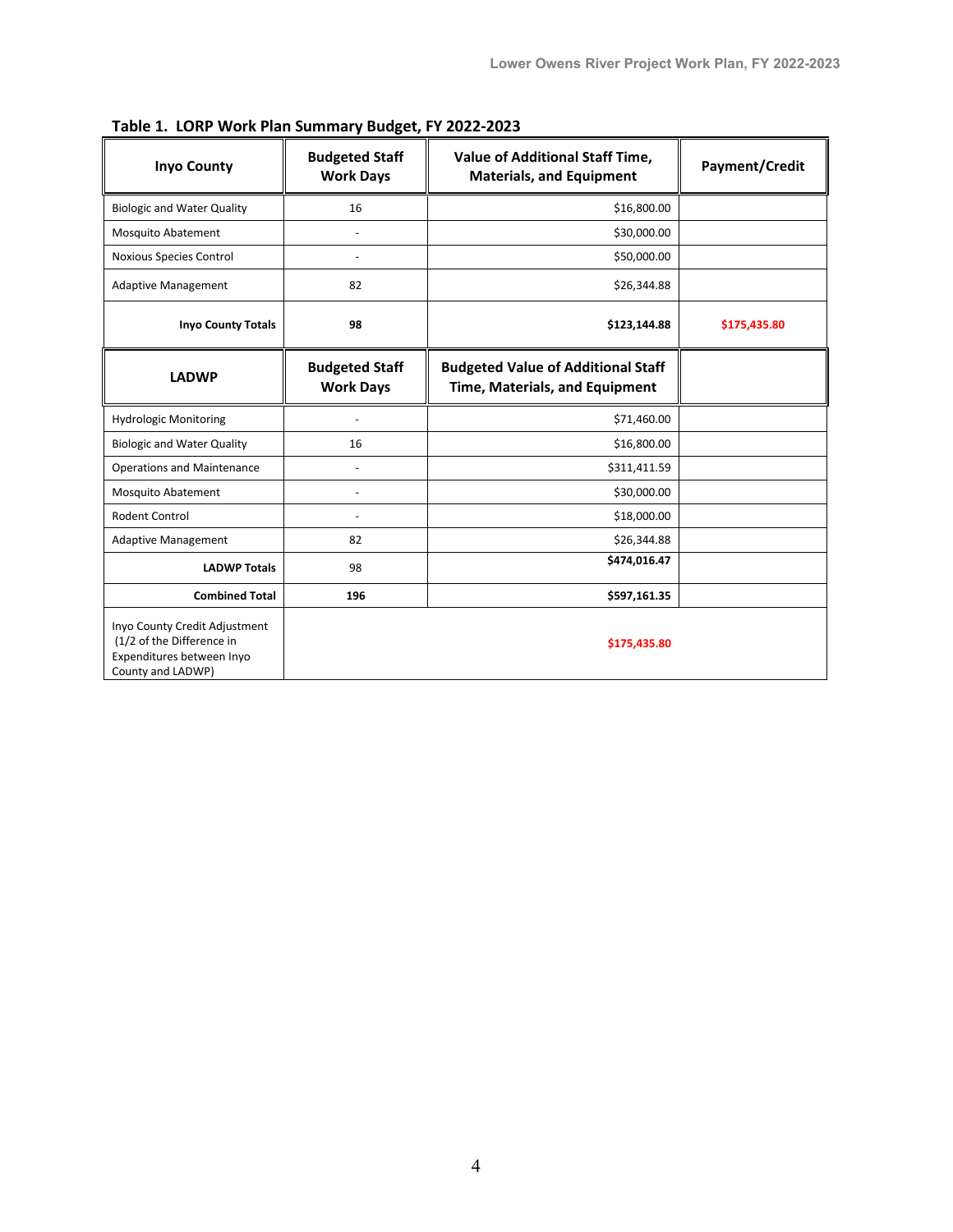**Table 1. LORP Work Plan Summary Budget, FY 2022-2023**

| Inyo County | Budgeted Staff Work Days | Value of Additional Staff Time, Materials, and Equipment | Payment/Credit |
|---|---|---|---|
| Biologic and Water Quality | 16 | $16,800.00 | |
| Mosquito Abatement | - | $30,000.00 | |
| Noxious Species Control | - | $50,000.00 | |
| Adaptive Management | 82 | $26,344.88 | |
| **Inyo County Totals** | **98** | **$123,144.88** | **$175,435.80** |
| **LADWP** | **Budgeted Staff Work Days** | **Budgeted Value of Additional Staff Time, Materials, and Equipment** | |
| Hydrologic Monitoring | - | $71,460.00 | |
| Biologic and Water Quality | 16 | $16,800.00 | |
| Operations and Maintenance | - | $311,411.59 | |
| Mosquito Abatement | - | $30,000.00 | |
| Rodent Control | - | $18,000.00 | |
| Adaptive Management | 82 | $26,344.88 | |
| **LADWP Totals** | 98 | **$474,016.47** | |
| **Combined Total** | **196** | **$597,161.35** | |
| Inyo County Credit Adjustment (1/2 of the Difference in Expenditures between Inyo County and LADWP) | | **$175,435.80** | |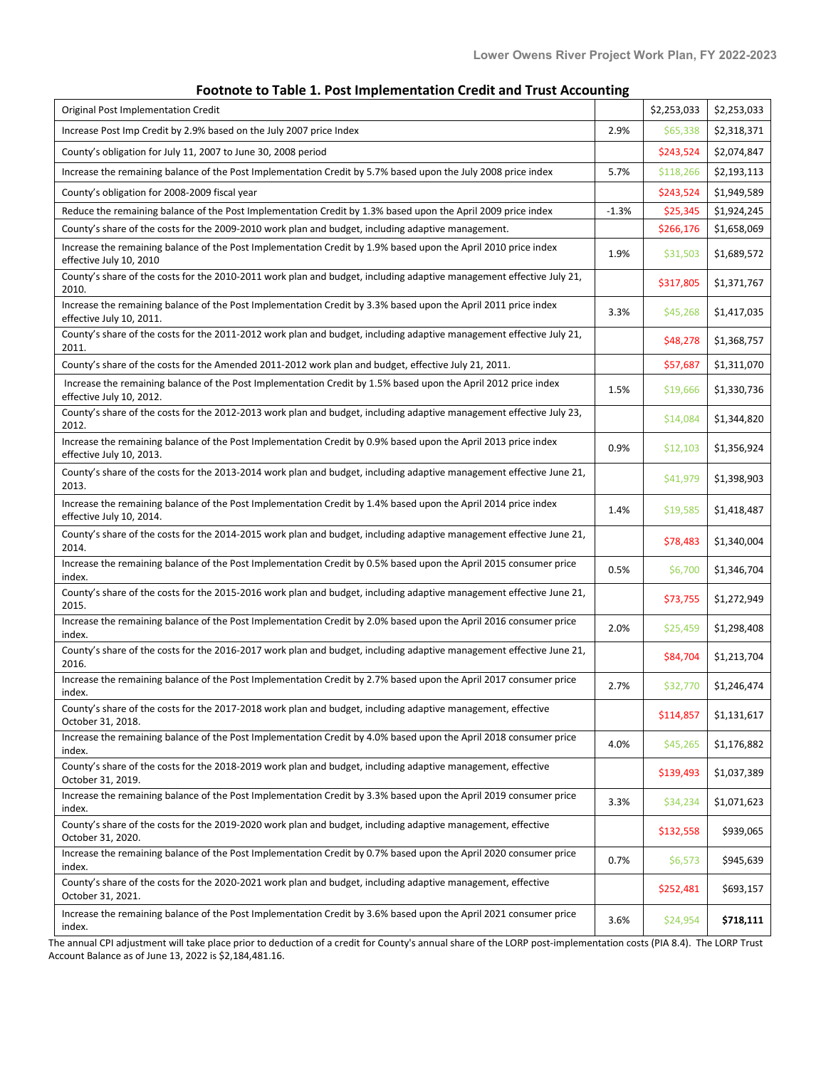## Footnote to Table 1. Post Implementation Credit and Trust Accounting

| Description | Percent | Amount | Balance |
|---|---|---|---|
| Original Post Implementation Credit | | $2,253,033 | $2,253,033 |
| Increase Post Imp Credit by 2.9% based on the July 2007 price Index | 2.9% | $65,338 | $2,318,371 |
| County's obligation for July 11, 2007 to June 30, 2008 period | | $243,524 | $2,074,847 |
| Increase the remaining balance of the Post Implementation Credit by 5.7% based upon the July 2008 price index | 5.7% | $118,266 | $2,193,113 |
| County's obligation for 2008-2009 fiscal year | | $243,524 | $1,949,589 |
| Reduce the remaining balance of the Post Implementation Credit by 1.3% based upon the April 2009 price index | -1.3% | $25,345 | $1,924,245 |
| County's share of the costs for the 2009-2010 work plan and budget, including adaptive management. | | $266,176 | $1,658,069 |
| Increase the remaining balance of the Post Implementation Credit by 1.9% based upon the April 2010 price index effective July 10, 2010 | 1.9% | $31,503 | $1,689,572 |
| County's share of the costs for the 2010-2011 work plan and budget, including adaptive management effective July 21, 2010. | | $317,805 | $1,371,767 |
| Increase the remaining balance of the Post Implementation Credit by 3.3% based upon the April 2011 price index effective July 10, 2011. | 3.3% | $45,268 | $1,417,035 |
| County's share of the costs for the 2011-2012 work plan and budget, including adaptive management effective July 21, 2011. | | $48,278 | $1,368,757 |
| County's share of the costs for the Amended 2011-2012 work plan and budget, effective July 21, 2011. | | $57,687 | $1,311,070 |
| Increase the remaining balance of the Post Implementation Credit by 1.5% based upon the April 2012 price index effective July 10, 2012. | 1.5% | $19,666 | $1,330,736 |
| County's share of the costs for the 2012-2013 work plan and budget, including adaptive management effective July 23, 2012. | | $14,084 | $1,344,820 |
| Increase the remaining balance of the Post Implementation Credit by 0.9% based upon the April 2013 price index effective July 10, 2013. | 0.9% | $12,103 | $1,356,924 |
| County's share of the costs for the 2013-2014 work plan and budget, including adaptive management effective June 21, 2013. | | $41,979 | $1,398,903 |
| Increase the remaining balance of the Post Implementation Credit by 1.4% based upon the April 2014 price index effective July 10, 2014. | 1.4% | $19,585 | $1,418,487 |
| County's share of the costs for the 2014-2015 work plan and budget, including adaptive management effective June 21, 2014. | | $78,483 | $1,340,004 |
| Increase the remaining balance of the Post Implementation Credit by 0.5% based upon the April 2015 consumer price index. | 0.5% | $6,700 | $1,346,704 |
| County's share of the costs for the 2015-2016 work plan and budget, including adaptive management effective June 21, 2015. | | $73,755 | $1,272,949 |
| Increase the remaining balance of the Post Implementation Credit by 2.0% based upon the April 2016 consumer price index. | 2.0% | $25,459 | $1,298,408 |
| County's share of the costs for the 2016-2017 work plan and budget, including adaptive management effective June 21, 2016. | | $84,704 | $1,213,704 |
| Increase the remaining balance of the Post Implementation Credit by 2.7% based upon the April 2017 consumer price index. | 2.7% | $32,770 | $1,246,474 |
| County's share of the costs for the 2017-2018 work plan and budget, including adaptive management, effective October 31, 2018. | | $114,857 | $1,131,617 |
| Increase the remaining balance of the Post Implementation Credit by 4.0% based upon the April 2018 consumer price index. | 4.0% | $45,265 | $1,176,882 |
| County's share of the costs for the 2018-2019 work plan and budget, including adaptive management, effective October 31, 2019. | | $139,493 | $1,037,389 |
| Increase the remaining balance of the Post Implementation Credit by 3.3% based upon the April 2019 consumer price index. | 3.3% | $34,234 | $1,071,623 |
| County's share of the costs for the 2019-2020 work plan and budget, including adaptive management, effective October 31, 2020. | | $132,558 | $939,065 |
| Increase the remaining balance of the Post Implementation Credit by 0.7% based upon the April 2020 consumer price index. | 0.7% | $6,573 | $945,639 |
| County's share of the costs for the 2020-2021 work plan and budget, including adaptive management, effective October 31, 2021. | | $252,481 | $693,157 |
| Increase the remaining balance of the Post Implementation Credit by 3.6% based upon the April 2021 consumer price index. | 3.6% | $24,954 | **$718,111** |

The annual CPI adjustment will take place prior to deduction of a credit for County's annual share of the LORP post-implementation costs (PIA 8.4). The LORP Trust Account Balance as of June 13, 2022 is $2,184,481.16.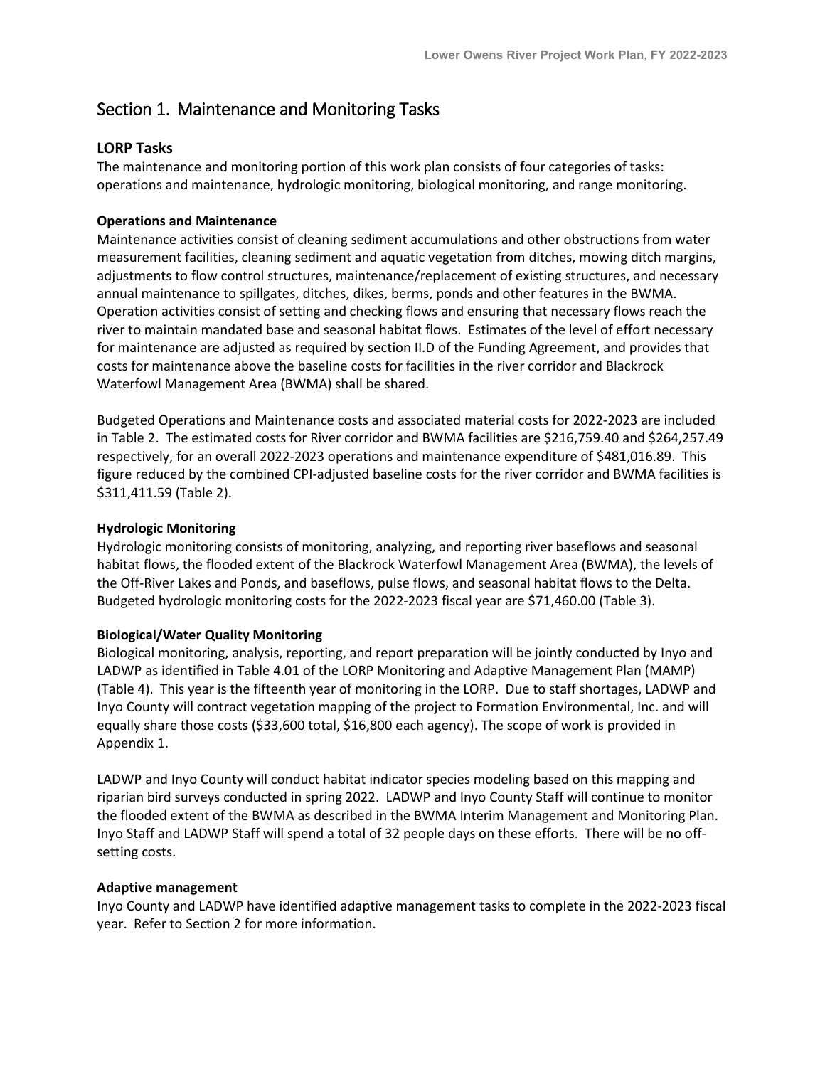## Section 1. Maintenance and Monitoring Tasks

### LORP Tasks

The maintenance and monitoring portion of this work plan consists of four categories of tasks: operations and maintenance, hydrologic monitoring, biological monitoring, and range monitoring.

#### Operations and Maintenance

Maintenance activities consist of cleaning sediment accumulations and other obstructions from water measurement facilities, cleaning sediment and aquatic vegetation from ditches, mowing ditch margins, adjustments to flow control structures, maintenance/replacement of existing structures, and necessary annual maintenance to spillgates, ditches, dikes, berms, ponds and other features in the BWMA. Operation activities consist of setting and checking flows and ensuring that necessary flows reach the river to maintain mandated base and seasonal habitat flows. Estimates of the level of effort necessary for maintenance are adjusted as required by section II.D of the Funding Agreement, and provides that costs for maintenance above the baseline costs for facilities in the river corridor and Blackrock Waterfowl Management Area (BWMA) shall be shared.

Budgeted Operations and Maintenance costs and associated material costs for 2022-2023 are included in Table 2. The estimated costs for River corridor and BWMA facilities are $216,759.40 and $264,257.49 respectively, for an overall 2022-2023 operations and maintenance expenditure of $481,016.89. This figure reduced by the combined CPI-adjusted baseline costs for the river corridor and BWMA facilities is $311,411.59 (Table 2).

#### Hydrologic Monitoring

Hydrologic monitoring consists of monitoring, analyzing, and reporting river baseflows and seasonal habitat flows, the flooded extent of the Blackrock Waterfowl Management Area (BWMA), the levels of the Off-River Lakes and Ponds, and baseflows, pulse flows, and seasonal habitat flows to the Delta. Budgeted hydrologic monitoring costs for the 2022-2023 fiscal year are $71,460.00 (Table 3).

#### Biological/Water Quality Monitoring

Biological monitoring, analysis, reporting, and report preparation will be jointly conducted by Inyo and LADWP as identified in Table 4.01 of the LORP Monitoring and Adaptive Management Plan (MAMP) (Table 4). This year is the fifteenth year of monitoring in the LORP. Due to staff shortages, LADWP and Inyo County will contract vegetation mapping of the project to Formation Environmental, Inc. and will equally share those costs ($33,600 total, $16,800 each agency). The scope of work is provided in Appendix 1.

LADWP and Inyo County will conduct habitat indicator species modeling based on this mapping and riparian bird surveys conducted in spring 2022. LADWP and Inyo County Staff will continue to monitor the flooded extent of the BWMA as described in the BWMA Interim Management and Monitoring Plan. Inyo Staff and LADWP Staff will spend a total of 32 people days on these efforts. There will be no off-setting costs.

#### Adaptive management

Inyo County and LADWP have identified adaptive management tasks to complete in the 2022-2023 fiscal year. Refer to Section 2 for more information.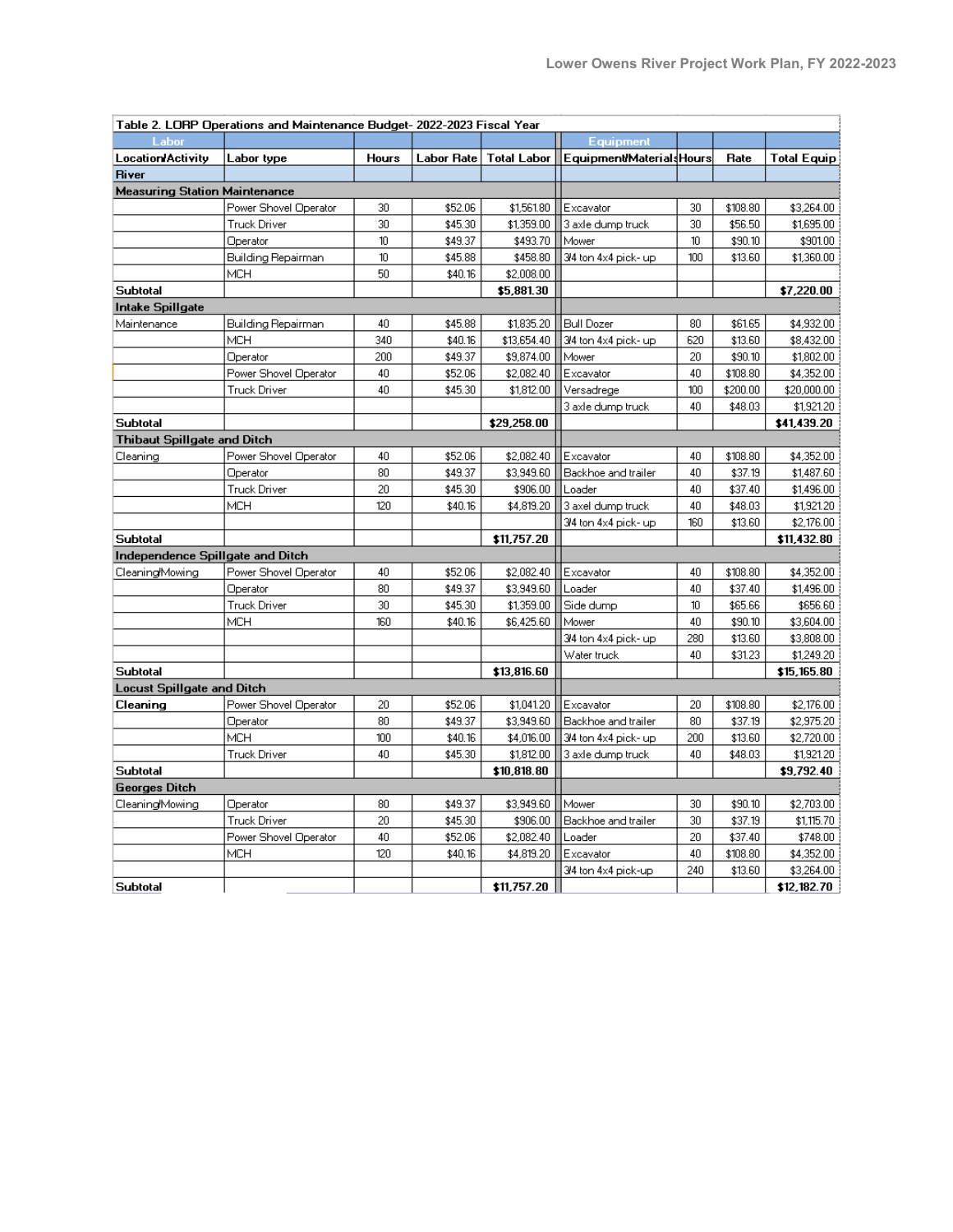| Table 2. LORP Operations and Maintenance Budget- 2022-2023 Fiscal Year | | | | | | | | |
|---|---|---|---|---|---|---|---|---|
| Labor | | | | | Equipment | | | |
| Location/Activity | Labor type | Hours | Labor Rate | Total Labor | Equipment/Materials | Hours | Rate | Total Equip |
| **River** | | | | | | | | |
| **Measuring Station Maintenance** | | | | | | | | |
| | Power Shovel Operator | 30 | $52.06 | $1,561.80 | Excavator | 30 | $108.80 | $3,264.00 |
| | Truck Driver | 30 | $45.30 | $1,359.00 | 3 axle dump truck | 30 | $56.50 | $1,695.00 |
| | Operator | 10 | $49.37 | $493.70 | Mower | 10 | $90.10 | $901.00 |
| | Building Repairman | 10 | $45.88 | $458.80 | 3/4 ton 4x4 pick- up | 100 | $13.60 | $1,360.00 |
| | MCH | 50 | $40.16 | $2,008.00 | | | | |
| **Subtotal** | | | | **$5,881.30** | | | | **$7,220.00** |
| **Intake Spillgate** | | | | | | | | |
| Maintenance | Building Repairman | 40 | $45.88 | $1,835.20 | Bull Dozer | 80 | $61.65 | $4,932.00 |
| | MCH | 340 | $40.16 | $13,654.40 | 3/4 ton 4x4 pick- up | 620 | $13.60 | $8,432.00 |
| | Operator | 200 | $49.37 | $9,874.00 | Mower | 20 | $90.10 | $1,802.00 |
| | Power Shovel Operator | 40 | $52.06 | $2,082.40 | Excavator | 40 | $108.80 | $4,352.00 |
| | Truck Driver | 40 | $45.30 | $1,812.00 | Versadrege | 100 | $200.00 | $20,000.00 |
| | | | | | 3 axle dump truck | 40 | $48.03 | $1,921.20 |
| **Subtotal** | | | | **$29,258.00** | | | | **$41,439.20** |
| **Thibaut Spillgate and Ditch** | | | | | | | | |
| Cleaning | Power Shovel Operator | 40 | $52.06 | $2,082.40 | Excavator | 40 | $108.80 | $4,352.00 |
| | Operator | 80 | $49.37 | $3,949.60 | Backhoe and trailer | 40 | $37.19 | $1,487.60 |
| | Truck Driver | 20 | $45.30 | $906.00 | Loader | 40 | $37.40 | $1,496.00 |
| | MCH | 120 | $40.16 | $4,819.20 | 3 axel dump truck | 40 | $48.03 | $1,921.20 |
| | | | | | 3/4 ton 4x4 pick- up | 160 | $13.60 | $2,176.00 |
| **Subtotal** | | | | **$11,757.20** | | | | **$11,432.80** |
| **Independence Spillgate and Ditch** | | | | | | | | |
| Cleaning/Mowing | Power Shovel Operator | 40 | $52.06 | $2,082.40 | Excavator | 40 | $108.80 | $4,352.00 |
| | Operator | 80 | $49.37 | $3,949.60 | Loader | 40 | $37.40 | $1,496.00 |
| | Truck Driver | 30 | $45.30 | $1,359.00 | Side dump | 10 | $65.66 | $656.60 |
| | MCH | 160 | $40.16 | $6,425.60 | Mower | 40 | $90.10 | $3,604.00 |
| | | | | | 3/4 ton 4x4 pick- up | 280 | $13.60 | $3,808.00 |
| | | | | | Water truck | 40 | $31.23 | $1,249.20 |
| **Subtotal** | | | | **$13,816.60** | | | | **$15,165.80** |
| **Locust Spillgate and Ditch** | | | | | | | | |
| **Cleaning** | Power Shovel Operator | 20 | $52.06 | $1,041.20 | Excavator | 20 | $108.80 | $2,176.00 |
| | Operator | 80 | $49.37 | $3,949.60 | Backhoe and trailer | 80 | $37.19 | $2,975.20 |
| | MCH | 100 | $40.16 | $4,016.00 | 3/4 ton 4x4 pick- up | 200 | $13.60 | $2,720.00 |
| | Truck Driver | 40 | $45.30 | $1,812.00 | 3 axle dump truck | 40 | $48.03 | $1,921.20 |
| **Subtotal** | | | | **$10,818.80** | | | | **$9,792.40** |
| **Georges Ditch** | | | | | | | | |
| Cleaning/Mowing | Operator | 80 | $49.37 | $3,949.60 | Mower | 30 | $90.10 | $2,703.00 |
| | Truck Driver | 20 | $45.30 | $906.00 | Backhoe and trailer | 30 | $37.19 | $1,115.70 |
| | Power Shovel Operator | 40 | $52.06 | $2,082.40 | Loader | 20 | $37.40 | $748.00 |
| | MCH | 120 | $40.16 | $4,819.20 | Excavator | 40 | $108.80 | $4,352.00 |
| | | | | | 3/4 ton 4x4 pick-up | 240 | $13.60 | $3,264.00 |
| **Subtotal** | | | | **$11,757.20** | | | | **$12,182.70** |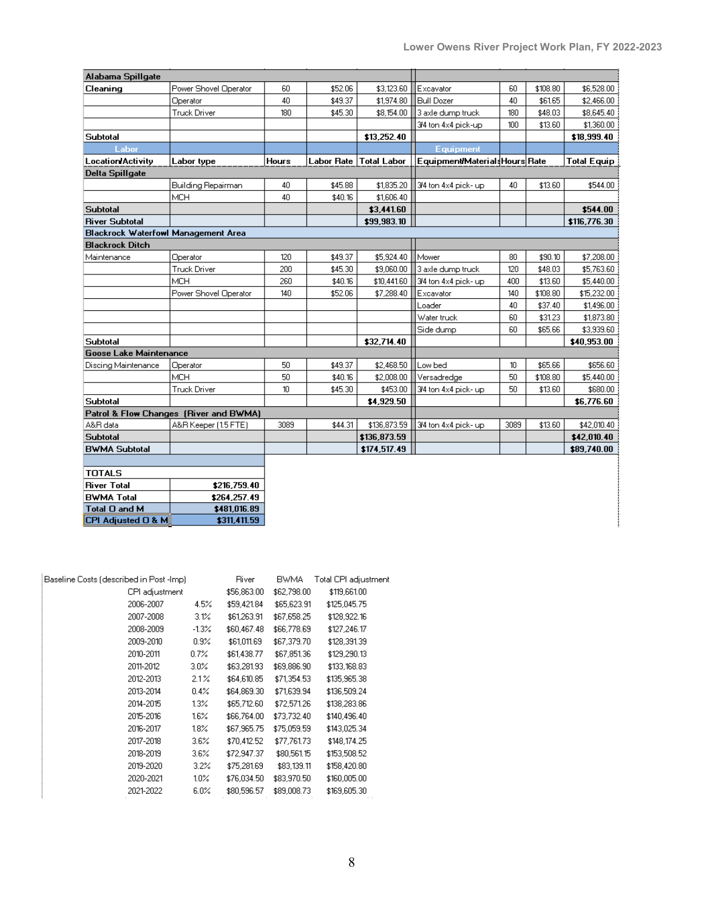| Location/Activity | Labor type | Hours | Labor Rate | Total Labor | Equipment/Materials | Hours | Rate | Total Equip |
|---|---|---|---|---|---|---|---|---|
| **Alabama Spillgate** | | | | | | | | |
| **Cleaning** | Power Shovel Operator | 60 | $52.06 | $3,123.60 | Excavator | 60 | $108.80 | $6,528.00 |
| | Operator | 40 | $49.37 | $1,974.80 | Bull Dozer | 40 | $61.65 | $2,466.00 |
| | Truck Driver | 180 | $45.30 | $8,154.00 | 3 axle dump truck | 180 | $48.03 | $8,645.40 |
| | | | | | 3/4 ton 4x4 pick-up | 100 | $13.60 | $1,360.00 |
| **Subtotal** | | | | **$13,252.40** | | | | **$18,999.40** |
| **Labor** | | | | | **Equipment** | | | |
| **Location/Activity** | **Labor type** | **Hours** | **Labor Rate** | **Total Labor** | **Equipment/Materials** | **Hours** | **Rate** | **Total Equip** |
| **Delta Spillgate** | | | | | | | | |
| | Building Repairman | 40 | $45.88 | $1,835.20 | 3/4 ton 4x4 pick- up | 40 | $13.60 | $544.00 |
| | MCH | 40 | $40.16 | $1,606.40 | | | | |
| **Subtotal** | | | | **$3,441.60** | | | | **$544.00** |
| **River Subtotal** | | | | **$99,983.10** | | | | **$116,776.30** |
| **Blackrock Waterfowl Management Area** | | | | | | | | |
| **Blackrock Ditch** | | | | | | | | |
| Maintenance | Operator | 120 | $49.37 | $5,924.40 | Mower | 80 | $90.10 | $7,208.00 |
| | Truck Driver | 200 | $45.30 | $9,060.00 | 3 axle dump truck | 120 | $48.03 | $5,763.60 |
| | MCH | 260 | $40.16 | $10,441.60 | 3/4 ton 4x4 pick- up | 400 | $13.60 | $5,440.00 |
| | Power Shovel Operator | 140 | $52.06 | $7,288.40 | Excavator | 140 | $108.80 | $15,232.00 |
| | | | | | Loader | 40 | $37.40 | $1,496.00 |
| | | | | | Water truck | 60 | $31.23 | $1,873.80 |
| | | | | | Side dump | 60 | $65.66 | $3,939.60 |
| **Subtotal** | | | | **$32,714.40** | | | | **$40,953.00** |
| **Goose Lake Maintenance** | | | | | | | | |
| Discing Maintenance | Operator | 50 | $49.37 | $2,468.50 | Low bed | 10 | $65.66 | $656.60 |
| | MCH | 50 | $40.16 | $2,008.00 | Versadredge | 50 | $108.80 | $5,440.00 |
| | Truck Driver | 10 | $45.30 | $453.00 | 3/4 ton 4x4 pick- up | 50 | $13.60 | $680.00 |
| **Subtotal** | | | | **$4,929.50** | | | | **$6,776.60** |
| **Patrol & Flow Changes (River and BWMA)** | | | | | | | | |
| A&R data | A&R Keeper (1.5 FTE) | 3089 | $44.31 | $136,873.59 | 3/4 ton 4x4 pick- up | 3089 | $13.60 | $42,010.40 |
| **Subtotal** | | | | **$136,873.59** | | | | **$42,010.40** |
| **BWMA Subtotal** | | | | **$174,517.49** | | | | **$89,740.00** |

| TOTALS | |
|---|---|
| **River Total** | **$216,759.40** |
| **BWMA Total** | **$264,257.49** |
| **Total O and M** | **$481,016.89** |
| **CPI Adjusted O & M** | **$311,411.59** |

| Baseline Costs (described in Post -Imp) | | River | BWMA | Total CPI adjustment |
|---|---|---|---|---|
| CPI adjustment | | $56,863.00 | $62,798.00 | $119,661.00 |
| 2006-2007 | 4.5% | $59,421.84 | $65,623.91 | $125,045.75 |
| 2007-2008 | 3.1% | $61,263.91 | $67,658.25 | $128,922.16 |
| 2008-2009 | -1.3% | $60,467.48 | $66,778.69 | $127,246.17 |
| 2009-2010 | 0.9% | $61,011.69 | $67,379.70 | $128,391.39 |
| 2010-2011 | 0.7% | $61,438.77 | $67,851.36 | $129,290.13 |
| 2011-2012 | 3.0% | $63,281.93 | $69,886.90 | $133,168.83 |
| 2012-2013 | 2.1% | $64,610.85 | $71,354.53 | $135,965.38 |
| 2013-2014 | 0.4% | $64,869.30 | $71,639.94 | $136,509.24 |
| 2014-2015 | 1.3% | $65,712.60 | $72,571.26 | $138,283.86 |
| 2015-2016 | 1.6% | $66,764.00 | $73,732.40 | $140,496.40 |
| 2016-2017 | 1.8% | $67,965.75 | $75,059.59 | $143,025.34 |
| 2017-2018 | 3.6% | $70,412.52 | $77,761.73 | $148,174.25 |
| 2018-2019 | 3.6% | $72,947.37 | $80,561.15 | $153,508.52 |
| 2019-2020 | 3.2% | $75,281.69 | $83,139.11 | $158,420.80 |
| 2020-2021 | 1.0% | $76,034.50 | $83,970.50 | $160,005.00 |
| 2021-2022 | 6.0% | $80,596.57 | $89,008.73 | $169,605.30 |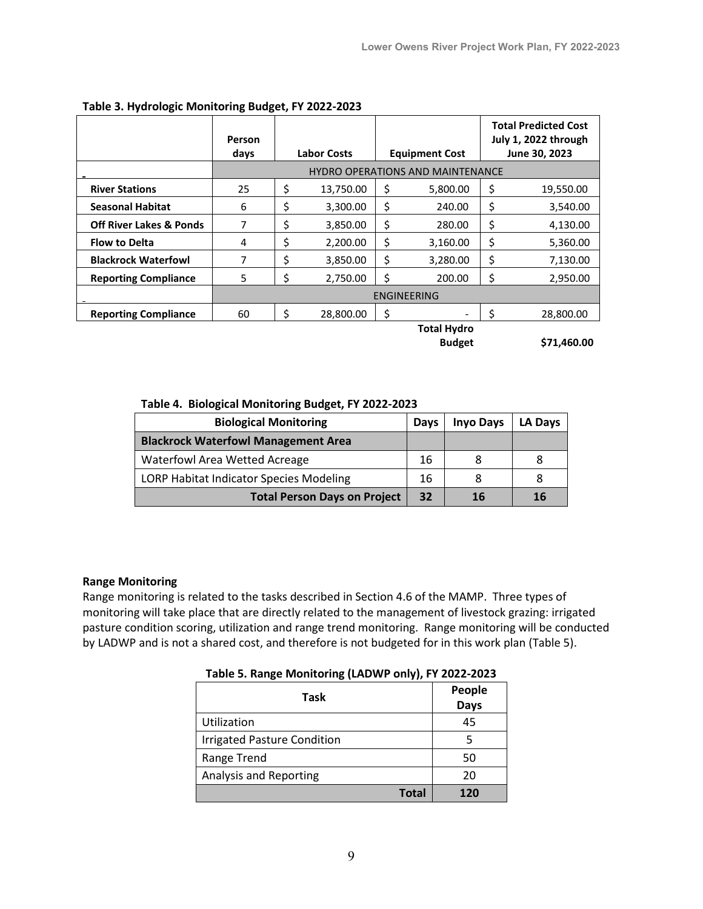**Table 3. Hydrologic Monitoring Budget, FY 2022-2023**

| | Person days | Labor Costs | Equipment Cost | Total Predicted Cost July 1, 2022 through June 30, 2023 |
|---|---|---|---|---|
| | HYDRO OPERATIONS AND MAINTENANCE | | | |
| **River Stations** | 25 | $ 13,750.00 | $ 5,800.00 | $ 19,550.00 |
| **Seasonal Habitat** | 6 | $ 3,300.00 | $ 240.00 | $ 3,540.00 |
| **Off River Lakes & Ponds** | 7 | $ 3,850.00 | $ 280.00 | $ 4,130.00 |
| **Flow to Delta** | 4 | $ 2,200.00 | $ 3,160.00 | $ 5,360.00 |
| **Blackrock Waterfowl** | 7 | $ 3,850.00 | $ 3,280.00 | $ 7,130.00 |
| **Reporting Compliance** | 5 | $ 2,750.00 | $ 200.00 | $ 2,950.00 |
| | ENGINEERING | | | |
| **Reporting Compliance** | 60 | $ 28,800.00 | $ - | $ 28,800.00 |
| | | | **Total Hydro Budget** | **$71,460.00** |

**Table 4. Biological Monitoring Budget, FY 2022-2023**

| Biological Monitoring | Days | Inyo Days | LA Days |
|---|---|---|---|
| **Blackrock Waterfowl Management Area** | | | |
| Waterfowl Area Wetted Acreage | 16 | 8 | 8 |
| LORP Habitat Indicator Species Modeling | 16 | 8 | 8 |
| **Total Person Days on Project** | **32** | **16** | **16** |

**Range Monitoring**

Range monitoring is related to the tasks described in Section 4.6 of the MAMP. Three types of monitoring will take place that are directly related to the management of livestock grazing: irrigated pasture condition scoring, utilization and range trend monitoring. Range monitoring will be conducted by LADWP and is not a shared cost, and therefore is not budgeted for in this work plan (Table 5).

**Table 5. Range Monitoring (LADWP only), FY 2022-2023**

| Task | People Days |
|---|---|
| Utilization | 45 |
| Irrigated Pasture Condition | 5 |
| Range Trend | 50 |
| Analysis and Reporting | 20 |
| **Total** | **120** |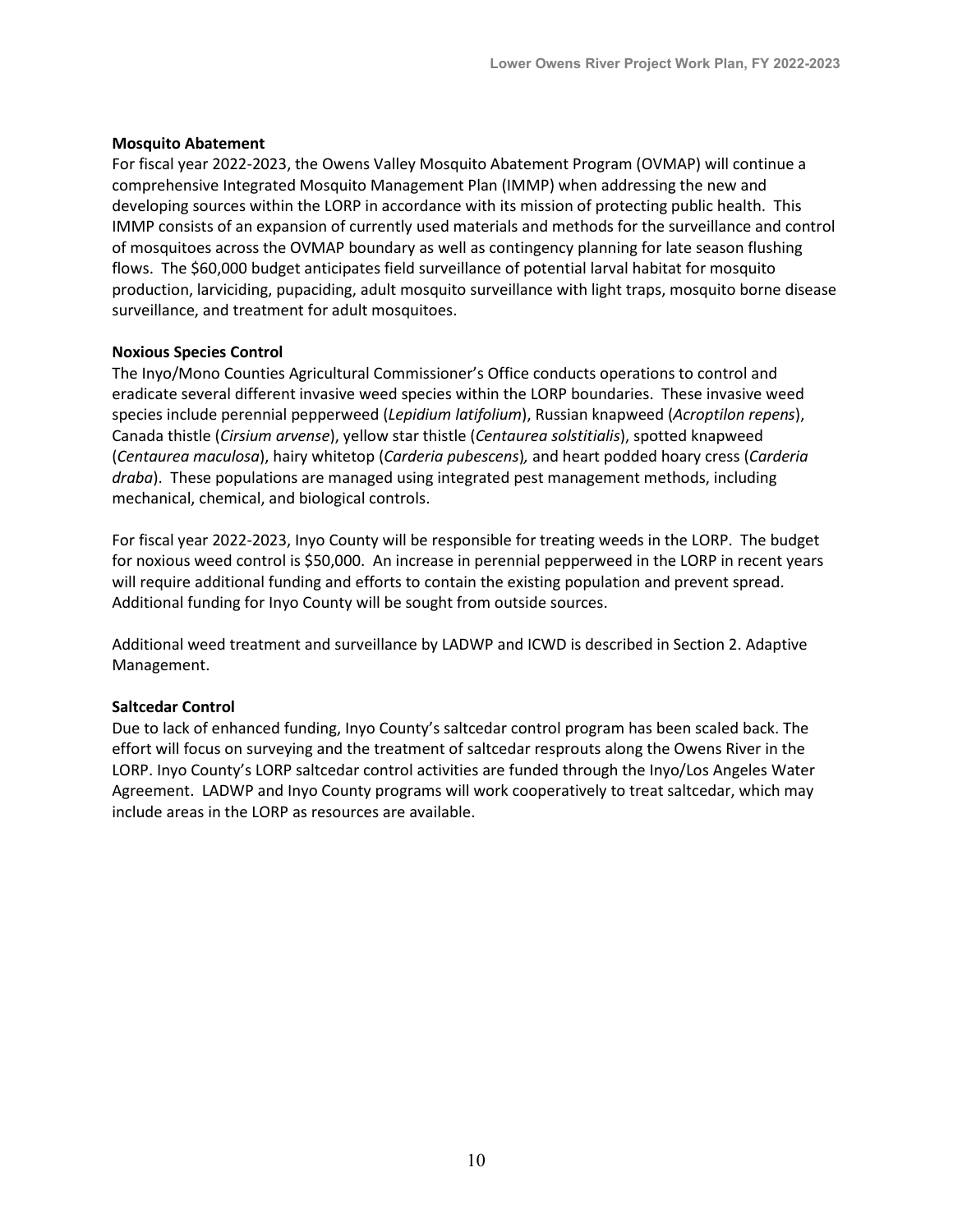**Mosquito Abatement**

For fiscal year 2022-2023, the Owens Valley Mosquito Abatement Program (OVMAP) will continue a comprehensive Integrated Mosquito Management Plan (IMMP) when addressing the new and developing sources within the LORP in accordance with its mission of protecting public health. This IMMP consists of an expansion of currently used materials and methods for the surveillance and control of mosquitoes across the OVMAP boundary as well as contingency planning for late season flushing flows. The $60,000 budget anticipates field surveillance of potential larval habitat for mosquito production, larviciding, pupaciding, adult mosquito surveillance with light traps, mosquito borne disease surveillance, and treatment for adult mosquitoes.

**Noxious Species Control**

The Inyo/Mono Counties Agricultural Commissioner's Office conducts operations to control and eradicate several different invasive weed species within the LORP boundaries. These invasive weed species include perennial pepperweed (*Lepidium latifolium*), Russian knapweed (*Acroptilon repens*), Canada thistle (*Cirsium arvense*), yellow star thistle (*Centaurea solstitialis*), spotted knapweed (*Centaurea maculosa*), hairy whitetop (*Carderia pubescens*), and heart podded hoary cress (*Carderia draba*). These populations are managed using integrated pest management methods, including mechanical, chemical, and biological controls.

For fiscal year 2022-2023, Inyo County will be responsible for treating weeds in the LORP. The budget for noxious weed control is $50,000. An increase in perennial pepperweed in the LORP in recent years will require additional funding and efforts to contain the existing population and prevent spread. Additional funding for Inyo County will be sought from outside sources.

Additional weed treatment and surveillance by LADWP and ICWD is described in Section 2. Adaptive Management.

**Saltcedar Control**

Due to lack of enhanced funding, Inyo County's saltcedar control program has been scaled back. The effort will focus on surveying and the treatment of saltcedar resprouts along the Owens River in the LORP. Inyo County's LORP saltcedar control activities are funded through the Inyo/Los Angeles Water Agreement. LADWP and Inyo County programs will work cooperatively to treat saltcedar, which may include areas in the LORP as resources are available.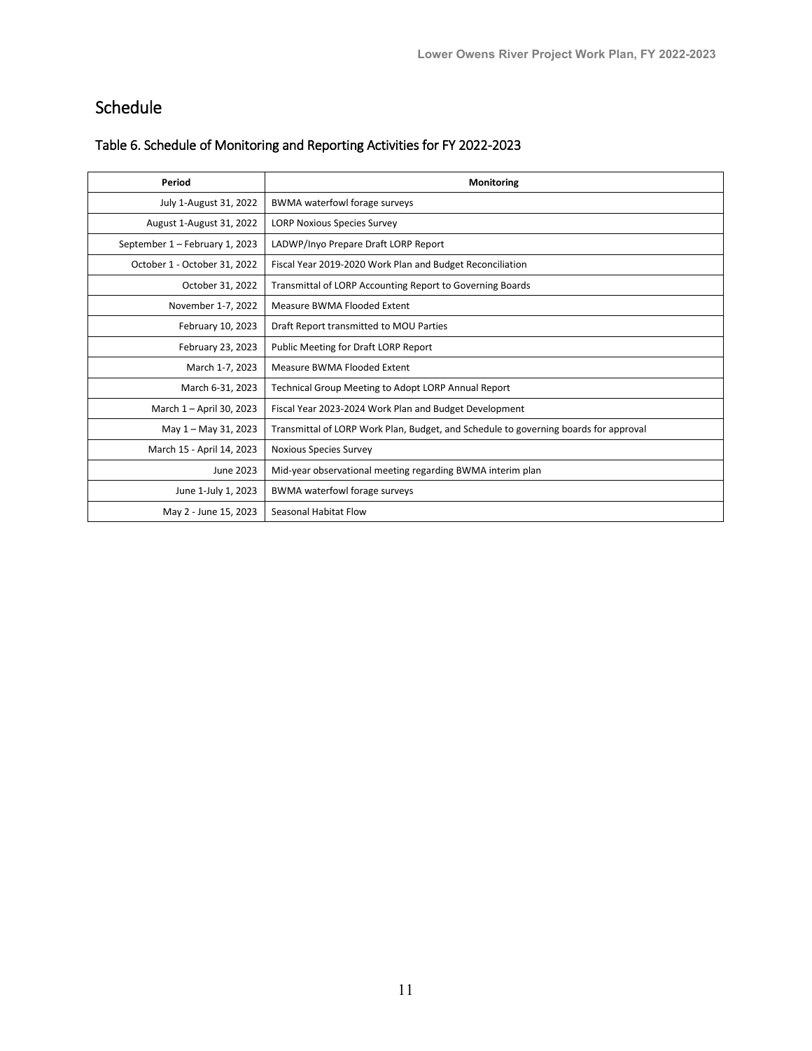## Schedule

### Table 6. Schedule of Monitoring and Reporting Activities for FY 2022-2023

| Period | Monitoring |
|---|---|
| July 1-August 31, 2022 | BWMA waterfowl forage surveys |
| August 1-August 31, 2022 | LORP Noxious Species Survey |
| September 1 – February 1, 2023 | LADWP/Inyo Prepare Draft LORP Report |
| October 1 - October 31, 2022 | Fiscal Year 2019-2020 Work Plan and Budget Reconciliation |
| October 31, 2022 | Transmittal of LORP Accounting Report to Governing Boards |
| November 1-7, 2022 | Measure BWMA Flooded Extent |
| February 10, 2023 | Draft Report transmitted to MOU Parties |
| February 23, 2023 | Public Meeting for Draft LORP Report |
| March 1-7, 2023 | Measure BWMA Flooded Extent |
| March 6-31, 2023 | Technical Group Meeting to Adopt LORP Annual Report |
| March 1 – April 30, 2023 | Fiscal Year 2023-2024 Work Plan and Budget Development |
| May 1 – May 31, 2023 | Transmittal of LORP Work Plan, Budget, and Schedule to governing boards for approval |
| March 15 - April 14, 2023 | Noxious Species Survey |
| June 2023 | Mid-year observational meeting regarding BWMA interim plan |
| June 1-July 1, 2023 | BWMA waterfowl forage surveys |
| May 2 - June 15, 2023 | Seasonal Habitat Flow |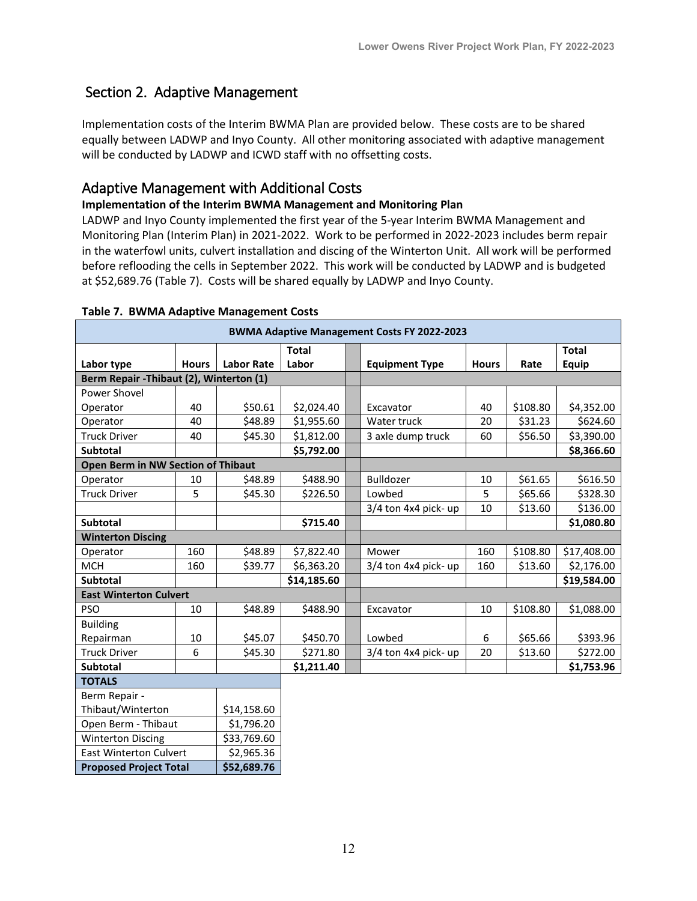## Section 2. Adaptive Management

Implementation costs of the Interim BWMA Plan are provided below. These costs are to be shared equally between LADWP and Inyo County. All other monitoring associated with adaptive management will be conducted by LADWP and ICWD staff with no offsetting costs.

## Adaptive Management with Additional Costs

**Implementation of the Interim BWMA Management and Monitoring Plan**

LADWP and Inyo County implemented the first year of the 5-year Interim BWMA Management and Monitoring Plan (Interim Plan) in 2021-2022. Work to be performed in 2022-2023 includes berm repair in the waterfowl units, culvert installation and discing of the Winterton Unit. All work will be performed before reflooding the cells in September 2022. This work will be conducted by LADWP and is budgeted at $52,689.76 (Table 7). Costs will be shared equally by LADWP and Inyo County.

**Table 7. BWMA Adaptive Management Costs**

| BWMA Adaptive Management Costs FY 2022-2023 | | | | | | | | |
|---|---|---|---|---|---|---|---|---|
| **Labor type** | **Hours** | **Labor Rate** | **Total Labor** | | **Equipment Type** | **Hours** | **Rate** | **Total Equip** |
| **Berm Repair -Thibaut (2), Winterton (1)** | | | | | | | | |
| Power Shovel Operator | 40 | $50.61 | $2,024.40 | | Excavator | 40 | $108.80 | $4,352.00 |
| Operator | 40 | $48.89 | $1,955.60 | | Water truck | 20 | $31.23 | $624.60 |
| Truck Driver | 40 | $45.30 | $1,812.00 | | 3 axle dump truck | 60 | $56.50 | $3,390.00 |
| **Subtotal** | | | **$5,792.00** | | | | | **$8,366.60** |
| **Open Berm in NW Section of Thibaut** | | | | | | | | |
| Operator | 10 | $48.89 | $488.90 | | Bulldozer | 10 | $61.65 | $616.50 |
| Truck Driver | 5 | $45.30 | $226.50 | | Lowbed | 5 | $65.66 | $328.30 |
| | | | | | 3/4 ton 4x4 pick- up | 10 | $13.60 | $136.00 |
| **Subtotal** | | | **$715.40** | | | | | **$1,080.80** |
| **Winterton Discing** | | | | | | | | |
| Operator | 160 | $48.89 | $7,822.40 | | Mower | 160 | $108.80 | $17,408.00 |
| MCH | 160 | $39.77 | $6,363.20 | | 3/4 ton 4x4 pick- up | 160 | $13.60 | $2,176.00 |
| **Subtotal** | | | **$14,185.60** | | | | | **$19,584.00** |
| **East Winterton Culvert** | | | | | | | | |
| PSO | 10 | $48.89 | $488.90 | | Excavator | 10 | $108.80 | $1,088.00 |
| Building Repairman | 10 | $45.07 | $450.70 | | Lowbed | 6 | $65.66 | $393.96 |
| Truck Driver | 6 | $45.30 | $271.80 | | 3/4 ton 4x4 pick- up | 20 | $13.60 | $272.00 |
| **Subtotal** | | | **$1,211.40** | | | | | **$1,753.96** |

| **TOTALS** | |
|---|---|
| Berm Repair - Thibaut/Winterton | $14,158.60 |
| Open Berm - Thibaut | $1,796.20 |
| Winterton Discing | $33,769.60 |
| East Winterton Culvert | $2,965.36 |
| **Proposed Project Total** | **$52,689.76** |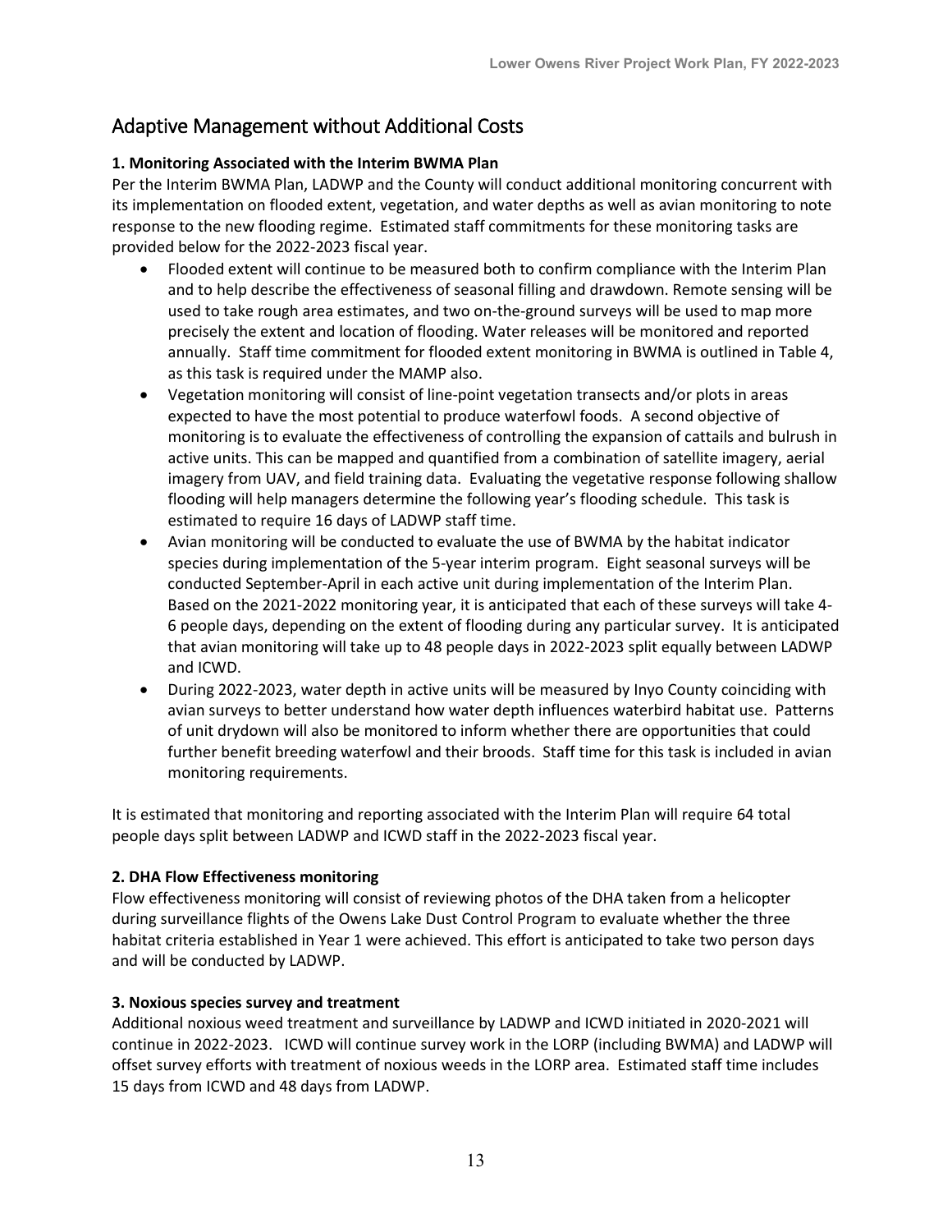## Adaptive Management without Additional Costs

**1. Monitoring Associated with the Interim BWMA Plan**

Per the Interim BWMA Plan, LADWP and the County will conduct additional monitoring concurrent with its implementation on flooded extent, vegetation, and water depths as well as avian monitoring to note response to the new flooding regime. Estimated staff commitments for these monitoring tasks are provided below for the 2022-2023 fiscal year.

- Flooded extent will continue to be measured both to confirm compliance with the Interim Plan and to help describe the effectiveness of seasonal filling and drawdown. Remote sensing will be used to take rough area estimates, and two on-the-ground surveys will be used to map more precisely the extent and location of flooding. Water releases will be monitored and reported annually. Staff time commitment for flooded extent monitoring in BWMA is outlined in Table 4, as this task is required under the MAMP also.
- Vegetation monitoring will consist of line-point vegetation transects and/or plots in areas expected to have the most potential to produce waterfowl foods. A second objective of monitoring is to evaluate the effectiveness of controlling the expansion of cattails and bulrush in active units. This can be mapped and quantified from a combination of satellite imagery, aerial imagery from UAV, and field training data. Evaluating the vegetative response following shallow flooding will help managers determine the following year's flooding schedule. This task is estimated to require 16 days of LADWP staff time.
- Avian monitoring will be conducted to evaluate the use of BWMA by the habitat indicator species during implementation of the 5-year interim program. Eight seasonal surveys will be conducted September-April in each active unit during implementation of the Interim Plan. Based on the 2021-2022 monitoring year, it is anticipated that each of these surveys will take 4-6 people days, depending on the extent of flooding during any particular survey. It is anticipated that avian monitoring will take up to 48 people days in 2022-2023 split equally between LADWP and ICWD.
- During 2022-2023, water depth in active units will be measured by Inyo County coinciding with avian surveys to better understand how water depth influences waterbird habitat use. Patterns of unit drydown will also be monitored to inform whether there are opportunities that could further benefit breeding waterfowl and their broods. Staff time for this task is included in avian monitoring requirements.

It is estimated that monitoring and reporting associated with the Interim Plan will require 64 total people days split between LADWP and ICWD staff in the 2022-2023 fiscal year.

**2. DHA Flow Effectiveness monitoring**

Flow effectiveness monitoring will consist of reviewing photos of the DHA taken from a helicopter during surveillance flights of the Owens Lake Dust Control Program to evaluate whether the three habitat criteria established in Year 1 were achieved. This effort is anticipated to take two person days and will be conducted by LADWP.

**3. Noxious species survey and treatment**

Additional noxious weed treatment and surveillance by LADWP and ICWD initiated in 2020-2021 will continue in 2022-2023. ICWD will continue survey work in the LORP (including BWMA) and LADWP will offset survey efforts with treatment of noxious weeds in the LORP area. Estimated staff time includes 15 days from ICWD and 48 days from LADWP.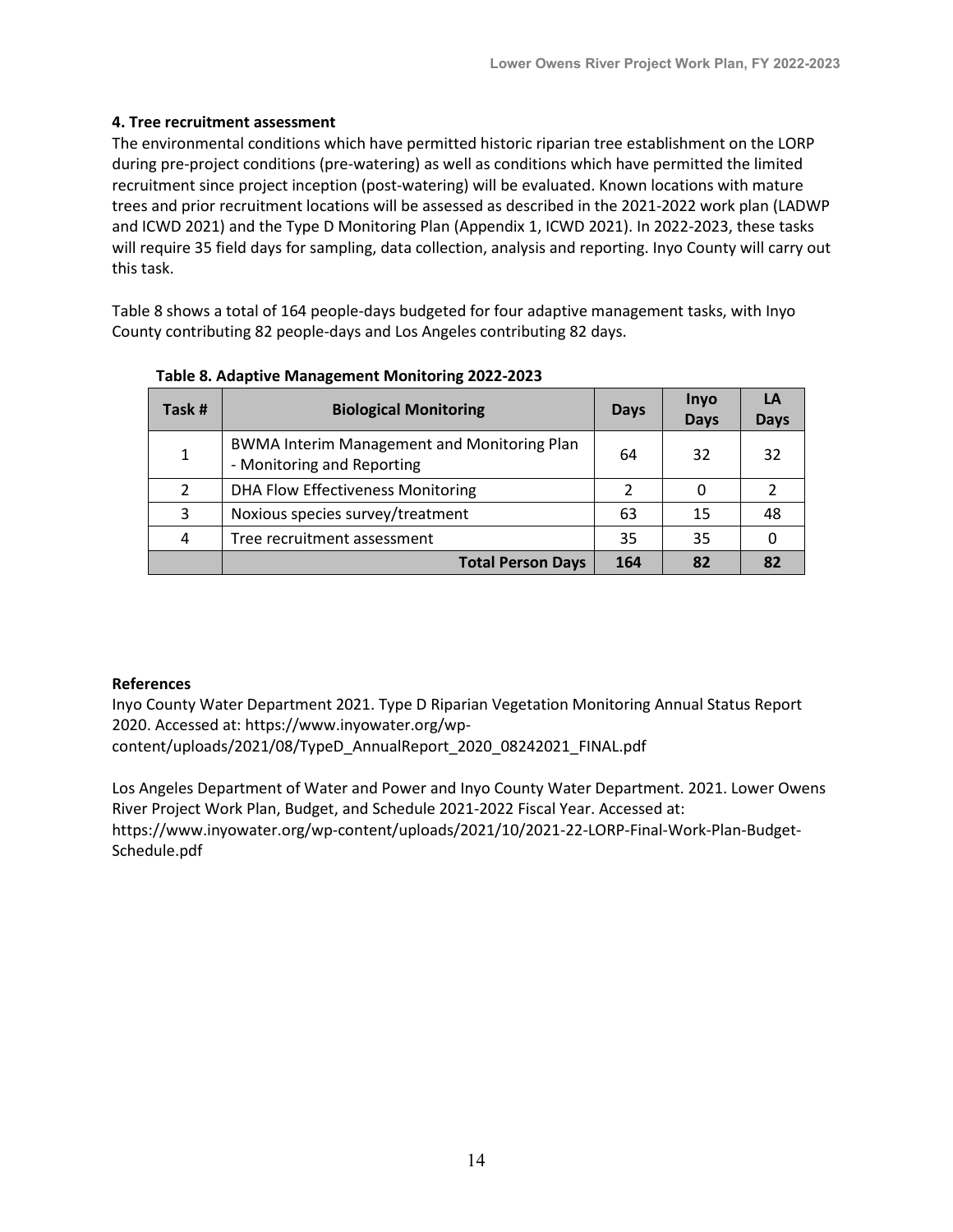**4. Tree recruitment assessment**

The environmental conditions which have permitted historic riparian tree establishment on the LORP during pre-project conditions (pre-watering) as well as conditions which have permitted the limited recruitment since project inception (post-watering) will be evaluated. Known locations with mature trees and prior recruitment locations will be assessed as described in the 2021-2022 work plan (LADWP and ICWD 2021) and the Type D Monitoring Plan (Appendix 1, ICWD 2021). In 2022-2023, these tasks will require 35 field days for sampling, data collection, analysis and reporting. Inyo County will carry out this task.

Table 8 shows a total of 164 people-days budgeted for four adaptive management tasks, with Inyo County contributing 82 people-days and Los Angeles contributing 82 days.

**Table 8. Adaptive Management Monitoring 2022-2023**

| Task # | Biological Monitoring | Days | Inyo Days | LA Days |
|---|---|---|---|---|
| 1 | BWMA Interim Management and Monitoring Plan - Monitoring and Reporting | 64 | 32 | 32 |
| 2 | DHA Flow Effectiveness Monitoring | 2 | 0 | 2 |
| 3 | Noxious species survey/treatment | 63 | 15 | 48 |
| 4 | Tree recruitment assessment | 35 | 35 | 0 |
| | **Total Person Days** | **164** | **82** | **82** |

**References**

Inyo County Water Department 2021. Type D Riparian Vegetation Monitoring Annual Status Report 2020. Accessed at: https://www.inyowater.org/wp-content/uploads/2021/08/TypeD_AnnualReport_2020_08242021_FINAL.pdf

Los Angeles Department of Water and Power and Inyo County Water Department. 2021. Lower Owens River Project Work Plan, Budget, and Schedule 2021-2022 Fiscal Year. Accessed at: https://www.inyowater.org/wp-content/uploads/2021/10/2021-22-LORP-Final-Work-Plan-Budget-Schedule.pdf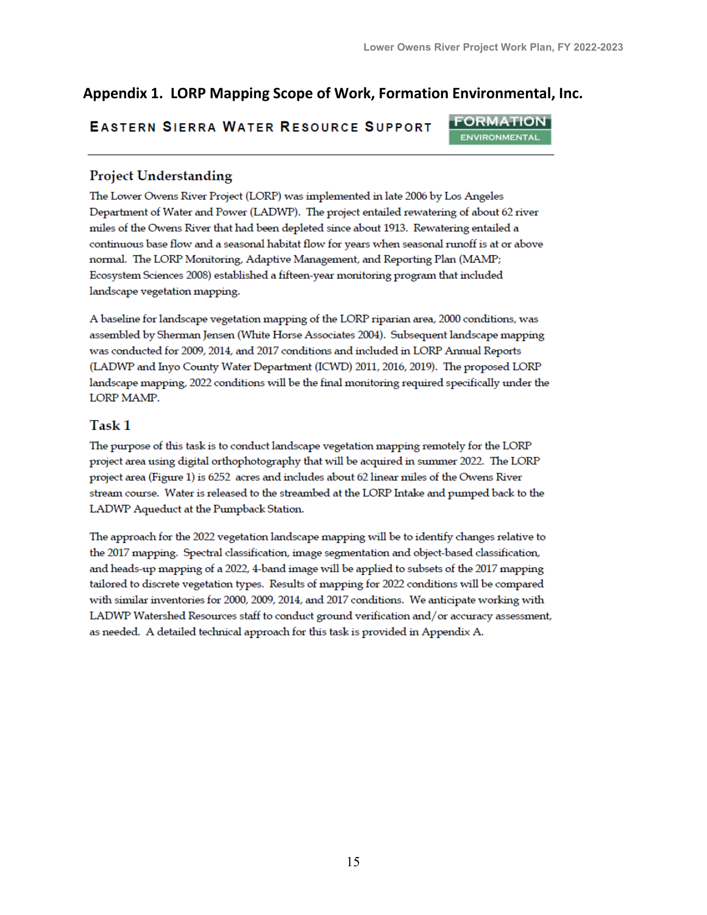# Appendix 1. LORP Mapping Scope of Work, Formation Environmental, Inc.

EASTERN SIERRA WATER RESOURCE SUPPORT

FORMATION ENVIRONMENTAL

## Project Understanding

The Lower Owens River Project (LORP) was implemented in late 2006 by Los Angeles Department of Water and Power (LADWP). The project entailed rewatering of about 62 river miles of the Owens River that had been depleted since about 1913. Rewatering entailed a continuous base flow and a seasonal habitat flow for years when seasonal runoff is at or above normal. The LORP Monitoring, Adaptive Management, and Reporting Plan (MAMP; Ecosystem Sciences 2008) established a fifteen-year monitoring program that included landscape vegetation mapping.

A baseline for landscape vegetation mapping of the LORP riparian area, 2000 conditions, was assembled by Sherman Jensen (White Horse Associates 2004). Subsequent landscape mapping was conducted for 2009, 2014, and 2017 conditions and included in LORP Annual Reports (LADWP and Inyo County Water Department (ICWD) 2011, 2016, 2019). The proposed LORP landscape mapping, 2022 conditions will be the final monitoring required specifically under the LORP MAMP.

## Task 1

The purpose of this task is to conduct landscape vegetation mapping remotely for the LORP project area using digital orthophotography that will be acquired in summer 2022. The LORP project area (Figure 1) is 6252 acres and includes about 62 linear miles of the Owens River stream course. Water is released to the streambed at the LORP Intake and pumped back to the LADWP Aqueduct at the Pumpback Station.

The approach for the 2022 vegetation landscape mapping will be to identify changes relative to the 2017 mapping. Spectral classification, image segmentation and object-based classification, and heads-up mapping of a 2022, 4-band image will be applied to subsets of the 2017 mapping tailored to discrete vegetation types. Results of mapping for 2022 conditions will be compared with similar inventories for 2000, 2009, 2014, and 2017 conditions. We anticipate working with LADWP Watershed Resources staff to conduct ground verification and/or accuracy assessment, as needed. A detailed technical approach for this task is provided in Appendix A.